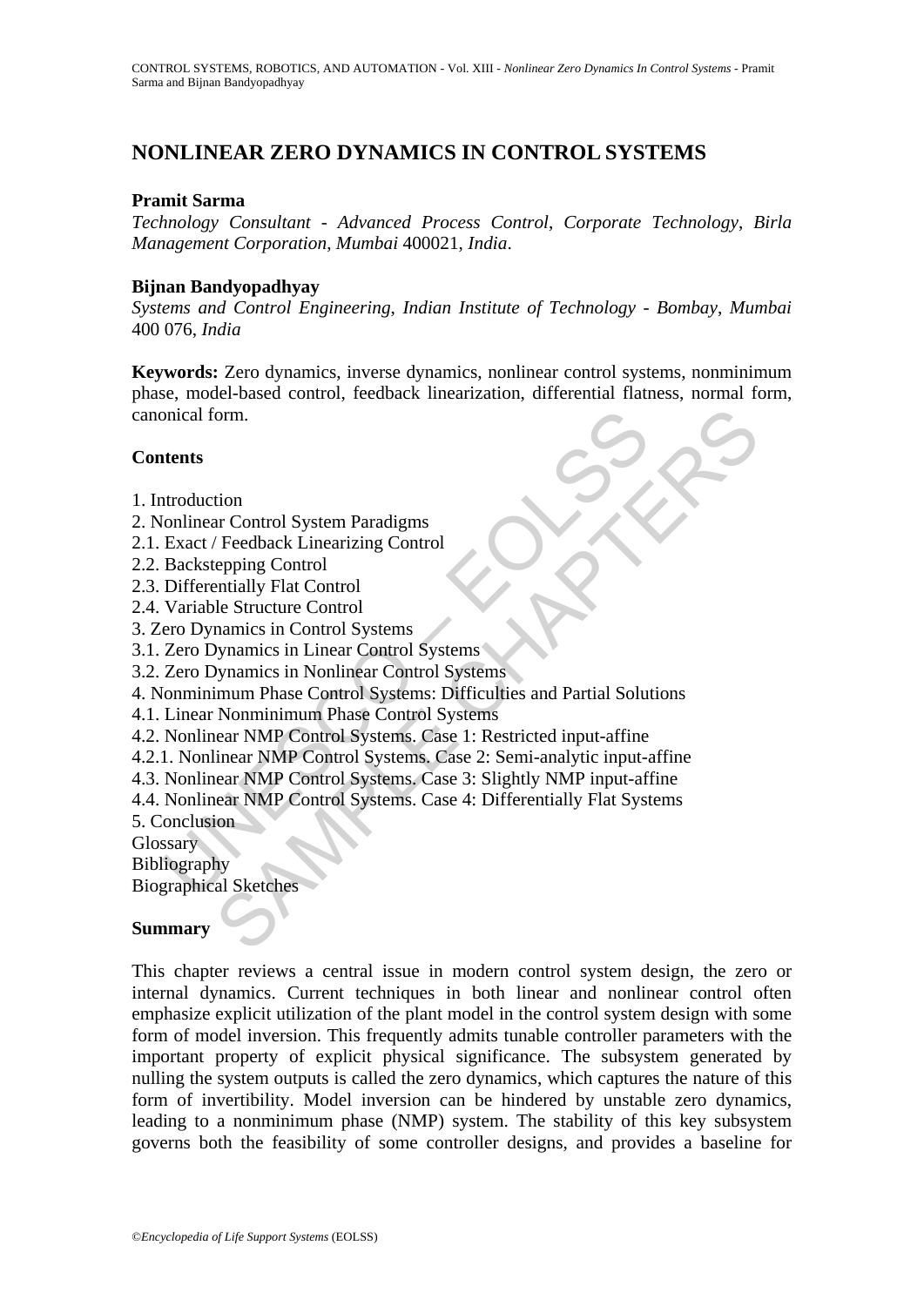# NONLINEAR ZERO DYNAMICS IN CONTROL SYSTEMS

**Pramit Sarma**

*Technology Consultant - Advanced Process Control, Corporate Technology, Birla Management Corporation, Mumbai* 400021*, India*.

**Bijnan Bandyopadhyay**

*Systems and Control Engineering, Indian Institute of Technology - Bombay, Mumbai* 400 076*, India*

**Keywords:** Zero dynamics, inverse dynamics, nonlinear control systems, nonminimum phase, model-based control, feedback linearization, differential flatness, normal form, canonical form.

## Contents

1. Introduction
2. Nonlinear Control System Paradigms
2.1. Exact / Feedback Linearizing Control
2.2. Backstepping Control
2.3. Differentially Flat Control
2.4. Variable Structure Control
3. Zero Dynamics in Control Systems
3.1. Zero Dynamics in Linear Control Systems
3.2. Zero Dynamics in Nonlinear Control Systems
4. Nonminimum Phase Control Systems: Difficulties and Partial Solutions
4.1. Linear Nonminimum Phase Control Systems
4.2. Nonlinear NMP Control Systems. Case 1: Restricted input-affine
4.2.1. Nonlinear NMP Control Systems. Case 2: Semi-analytic input-affine
4.3. Nonlinear NMP Control Systems. Case 3: Slightly NMP input-affine
4.4. Nonlinear NMP Control Systems. Case 4: Differentially Flat Systems
5. Conclusion
Glossary
Bibliography
Biographical Sketches

## Summary

This chapter reviews a central issue in modern control system design, the zero or internal dynamics. Current techniques in both linear and nonlinear control often emphasize explicit utilization of the plant model in the control system design with some form of model inversion. This frequently admits tunable controller parameters with the important property of explicit physical significance. The subsystem generated by nulling the system outputs is called the zero dynamics, which captures the nature of this form of invertibility. Model inversion can be hindered by unstable zero dynamics, leading to a nonminimum phase (NMP) system. The stability of this key subsystem governs both the feasibility of some controller designs, and provides a baseline for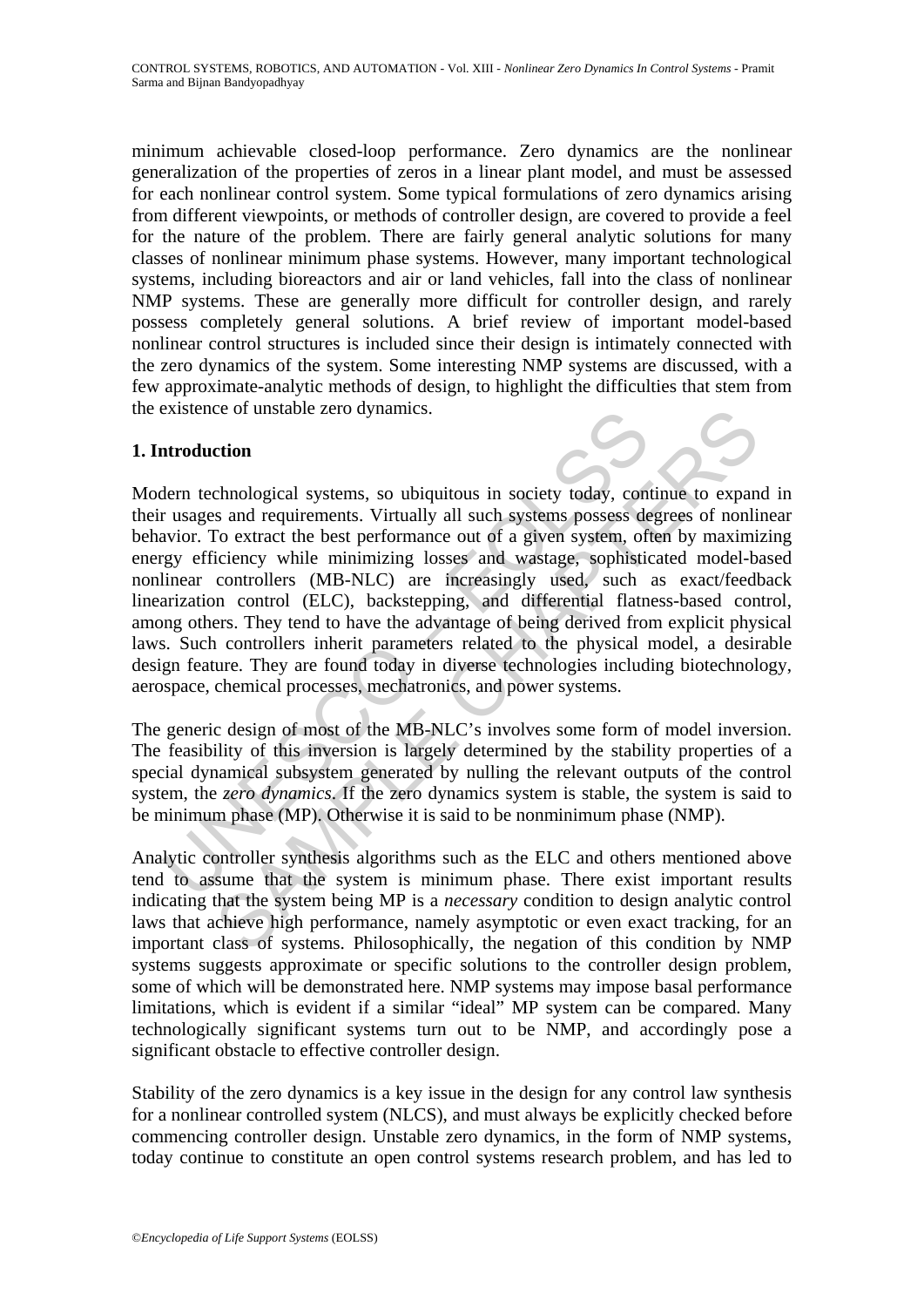minimum achievable closed-loop performance. Zero dynamics are the nonlinear generalization of the properties of zeros in a linear plant model, and must be assessed for each nonlinear control system. Some typical formulations of zero dynamics arising from different viewpoints, or methods of controller design, are covered to provide a feel for the nature of the problem. There are fairly general analytic solutions for many classes of nonlinear minimum phase systems. However, many important technological systems, including bioreactors and air or land vehicles, fall into the class of nonlinear NMP systems. These are generally more difficult for controller design, and rarely possess completely general solutions. A brief review of important model-based nonlinear control structures is included since their design is intimately connected with the zero dynamics of the system. Some interesting NMP systems are discussed, with a few approximate-analytic methods of design, to highlight the difficulties that stem from the existence of unstable zero dynamics.

## 1. Introduction

Modern technological systems, so ubiquitous in society today, continue to expand in their usages and requirements. Virtually all such systems possess degrees of nonlinear behavior. To extract the best performance out of a given system, often by maximizing energy efficiency while minimizing losses and wastage, sophisticated model-based nonlinear controllers (MB-NLC) are increasingly used, such as exact/feedback linearization control (ELC), backstepping, and differential flatness-based control, among others. They tend to have the advantage of being derived from explicit physical laws. Such controllers inherit parameters related to the physical model, a desirable design feature. They are found today in diverse technologies including biotechnology, aerospace, chemical processes, mechatronics, and power systems.

The generic design of most of the MB-NLC's involves some form of model inversion. The feasibility of this inversion is largely determined by the stability properties of a special dynamical subsystem generated by nulling the relevant outputs of the control system, the *zero dynamics*. If the zero dynamics system is stable, the system is said to be minimum phase (MP). Otherwise it is said to be nonminimum phase (NMP).

Analytic controller synthesis algorithms such as the ELC and others mentioned above tend to assume that the system is minimum phase. There exist important results indicating that the system being MP is a *necessary* condition to design analytic control laws that achieve high performance, namely asymptotic or even exact tracking, for an important class of systems. Philosophically, the negation of this condition by NMP systems suggests approximate or specific solutions to the controller design problem, some of which will be demonstrated here. NMP systems may impose basal performance limitations, which is evident if a similar "ideal" MP system can be compared. Many technologically significant systems turn out to be NMP, and accordingly pose a significant obstacle to effective controller design.

Stability of the zero dynamics is a key issue in the design for any control law synthesis for a nonlinear controlled system (NLCS), and must always be explicitly checked before commencing controller design. Unstable zero dynamics, in the form of NMP systems, today continue to constitute an open control systems research problem, and has led to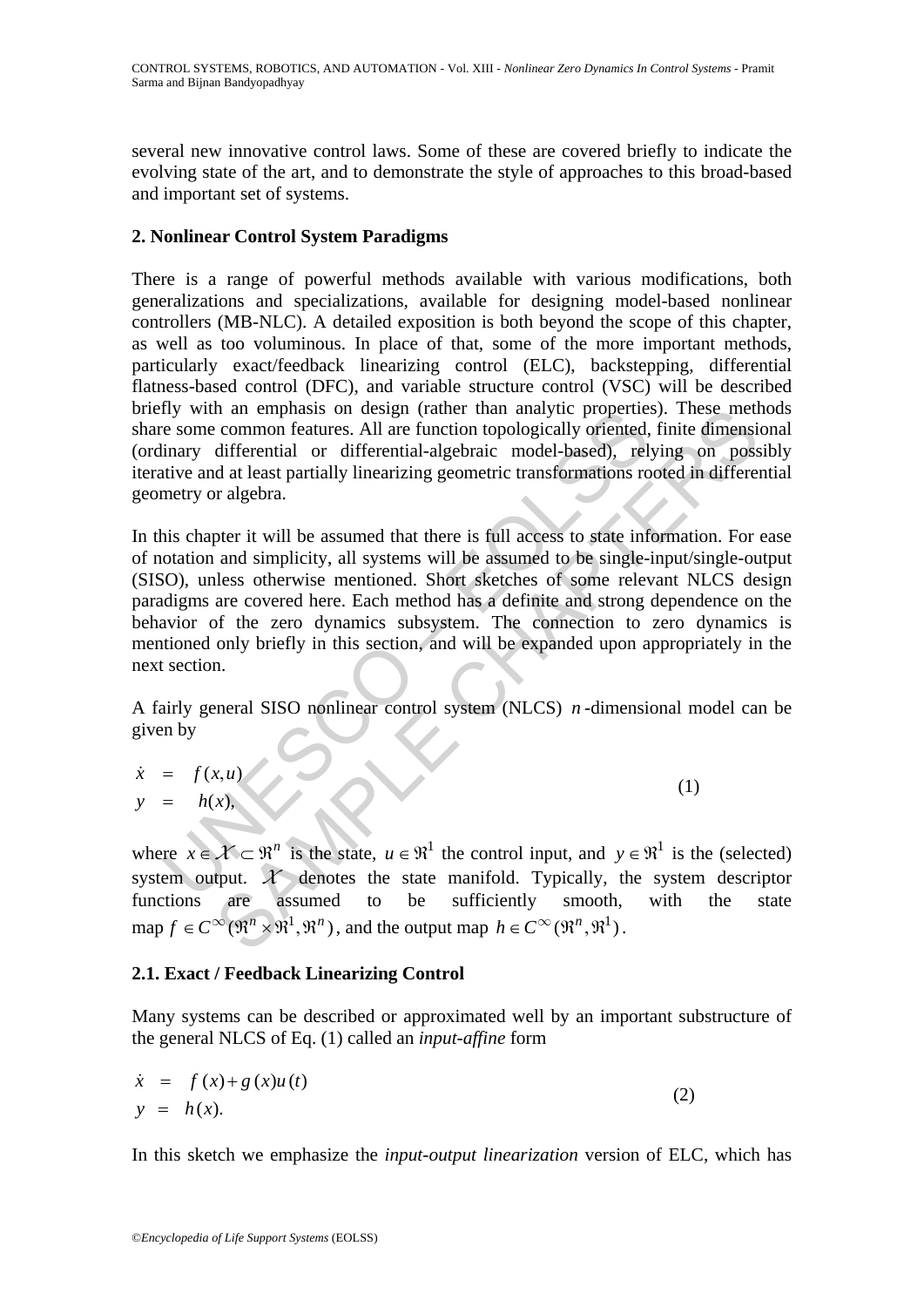several new innovative control laws. Some of these are covered briefly to indicate the evolving state of the art, and to demonstrate the style of approaches to this broad-based and important set of systems.

## 2. Nonlinear Control System Paradigms

There is a range of powerful methods available with various modifications, both generalizations and specializations, available for designing model-based nonlinear controllers (MB-NLC). A detailed exposition is both beyond the scope of this chapter, as well as too voluminous. In place of that, some of the more important methods, particularly exact/feedback linearizing control (ELC), backstepping, differential flatness-based control (DFC), and variable structure control (VSC) will be described briefly with an emphasis on design (rather than analytic properties). These methods share some common features. All are function topologically oriented, finite dimensional (ordinary differential or differential-algebraic model-based), relying on possibly iterative and at least partially linearizing geometric transformations rooted in differential geometry or algebra.

In this chapter it will be assumed that there is full access to state information. For ease of notation and simplicity, all systems will be assumed to be single-input/single-output (SISO), unless otherwise mentioned. Short sketches of some relevant NLCS design paradigms are covered here. Each method has a definite and strong dependence on the behavior of the zero dynamics subsystem. The connection to zero dynamics is mentioned only briefly in this section, and will be expanded upon appropriately in the next section.

A fairly general SISO nonlinear control system (NLCS) $n$-dimensional model can be given by

$$
\begin{aligned}
\dot{x} &= f(x,u) \\
y &= h(x),
\end{aligned}
\tag{1}
$$

where $x \in \mathcal{X} \subset \Re^n$ is the state, $u \in \Re^1$ the control input, and $y \in \Re^1$ is the (selected) system output. $\mathcal{X}$ denotes the state manifold. Typically, the system descriptor functions are assumed to be sufficiently smooth, with the state map $f \in C^{\infty}(\Re^n \times \Re^1, \Re^n)$, and the output map $h \in C^{\infty}(\Re^n, \Re^1)$.

### 2.1. Exact / Feedback Linearizing Control

Many systems can be described or approximated well by an important substructure of the general NLCS of Eq. (1) called an *input-affine* form

$$
\begin{aligned}
\dot{x} &= f(x) + g(x)u(t) \\
y &= h(x).
\end{aligned}
\tag{2}
$$

In this sketch we emphasize the *input-output linearization* version of ELC, which has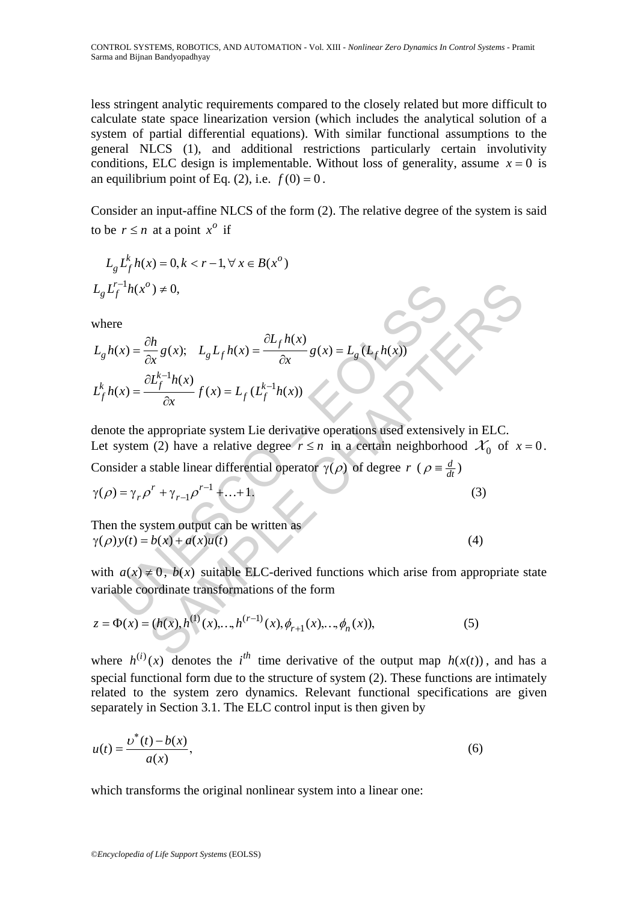less stringent analytic requirements compared to the closely related but more difficult to calculate state space linearization version (which includes the analytical solution of a system of partial differential equations). With similar functional assumptions to the general NLCS (1), and additional restrictions particularly certain involutivity conditions, ELC design is implementable. Without loss of generality, assume $x = 0$ is an equilibrium point of Eq. (2), i.e. $f(0) = 0$.

Consider an input-affine NLCS of the form (2). The relative degree of the system is said to be $r \leq n$ at a point $x^o$ if

$$L_g L_f^k h(x) = 0, k < r-1, \forall\, x \in B(x^o)$$

$$L_g L_f^{r-1} h(x^o) \neq 0,$$

where

$$L_g h(x) = \frac{\partial h}{\partial x} g(x); \quad L_g L_f h(x) = \frac{\partial L_f h(x)}{\partial x} g(x) = L_g (L_f h(x))$$

$$L_f^k h(x) = \frac{\partial L_f^{k-1} h(x)}{\partial x} f(x) = L_f (L_f^{k-1} h(x))$$

denote the appropriate system Lie derivative operations used extensively in ELC.
Let system (2) have a relative degree $r \leq n$ in a certain neighborhood $\mathcal{X}_0$ of $x = 0$. Consider a stable linear differential operator $\gamma(\rho)$ of degree $r$ ($\rho \equiv \frac{d}{dt}$)

$$\gamma(\rho) = \gamma_r \rho^r + \gamma_{r-1} \rho^{r-1} + \ldots + 1. \tag{3}$$

Then the system output can be written as

$$\gamma(\rho) y(t) = b(x) + a(x) u(t) \tag{4}$$

with $a(x) \neq 0$, $b(x)$ suitable ELC-derived functions which arise from appropriate state variable coordinate transformations of the form

$$z = \Phi(x) = (h(x), h^{(1)}(x), \ldots, h^{(r-1)}(x), \phi_{r+1}(x), \ldots, \phi_n(x)), \tag{5}$$

where $h^{(i)}(x)$ denotes the $i^{th}$ time derivative of the output map $h(x(t))$, and has a special functional form due to the structure of system (2). These functions are intimately related to the system zero dynamics. Relevant functional specifications are given separately in Section 3.1. The ELC control input is then given by

$$u(t) = \frac{\upsilon^*(t) - b(x)}{a(x)}, \tag{6}$$

which transforms the original nonlinear system into a linear one: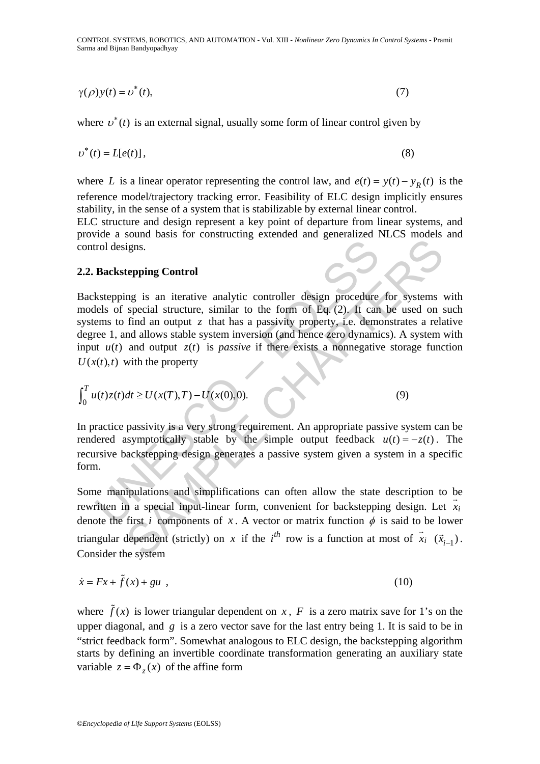$$\gamma(\rho)y(t) = \upsilon^*(t), \tag{7}$$

where $\upsilon^*(t)$ is an external signal, usually some form of linear control given by

$$\upsilon^*(t) = L[e(t)], \tag{8}$$

where $L$ is a linear operator representing the control law, and $e(t) = y(t) - y_R(t)$ is the reference model/trajectory tracking error. Feasibility of ELC design implicitly ensures stability, in the sense of a system that is stabilizable by external linear control.

ELC structure and design represent a key point of departure from linear systems, and provide a sound basis for constructing extended and generalized NLCS models and control designs.

### 2.2. Backstepping Control

Backstepping is an iterative analytic controller design procedure for systems with models of special structure, similar to the form of Eq. (2). It can be used on such systems to find an output $z$ that has a passivity property, i.e. demonstrates a relative degree 1, and allows stable system inversion (and hence zero dynamics). A system with input $u(t)$ and output $z(t)$ is *passive* if there exists a nonnegative storage function $U(x(t),t)$ with the property

$$\int_0^T u(t)z(t)dt \geq U(x(T),T) - U(x(0),0). \tag{9}$$

In practice passivity is a very strong requirement. An appropriate passive system can be rendered asymptotically stable by the simple output feedback $u(t) = -z(t)$. The recursive backstepping design generates a passive system given a system in a specific form.

Some manipulations and simplifications can often allow the state description to be rewritten in a special input-linear form, convenient for backstepping design. Let $\vec{x}_i$ denote the first $i$ components of $x$. A vector or matrix function $\phi$ is said to be lower triangular dependent (strictly) on $x$ if the $i^{th}$ row is a function at most of $\vec{x}_i$ $(\vec{x}_{i-1})$. Consider the system

$$\dot{x} = Fx + \tilde{f}(x) + gu \ , \tag{10}$$

where $\tilde{f}(x)$ is lower triangular dependent on $x$, $F$ is a zero matrix save for 1's on the upper diagonal, and $g$ is a zero vector save for the last entry being 1. It is said to be in "strict feedback form". Somewhat analogous to ELC design, the backstepping algorithm starts by defining an invertible coordinate transformation generating an auxiliary state variable $z = \Phi_z(x)$ of the affine form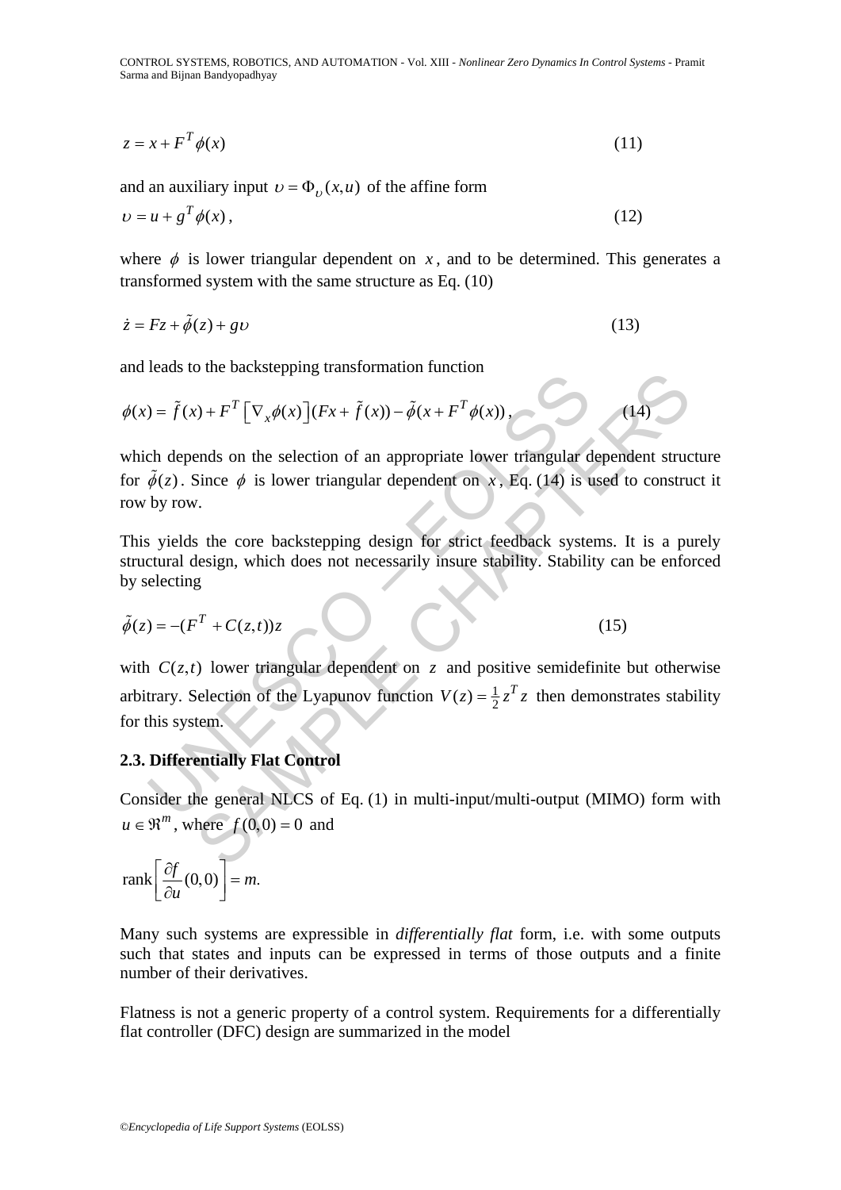$$z = x + F^T \phi(x) \tag{11}$$

and an auxiliary input $\upsilon = \Phi_\upsilon(x,u)$ of the affine form

$$\upsilon = u + g^T \phi(x), \tag{12}$$

where $\phi$ is lower triangular dependent on $x$, and to be determined. This generates a transformed system with the same structure as Eq. (10)

$$\dot{z} = Fz + \tilde{\phi}(z) + g\upsilon \tag{13}$$

and leads to the backstepping transformation function

$$\phi(x) = \tilde{f}(x) + F^T \left[\nabla_x \phi(x)\right](Fx + \tilde{f}(x)) - \tilde{\phi}(x + F^T \phi(x)), \tag{14}$$

which depends on the selection of an appropriate lower triangular dependent structure for $\tilde{\phi}(z)$. Since $\phi$ is lower triangular dependent on $x$, Eq. (14) is used to construct it row by row.

This yields the core backstepping design for strict feedback systems. It is a purely structural design, which does not necessarily insure stability. Stability can be enforced by selecting

$$\tilde{\phi}(z) = -(F^T + C(z,t))z \tag{15}$$

with $C(z,t)$ lower triangular dependent on $z$ and positive semidefinite but otherwise arbitrary. Selection of the Lyapunov function $V(z) = \frac{1}{2} z^T z$ then demonstrates stability for this system.

### 2.3. Differentially Flat Control

Consider the general NLCS of Eq. (1) in multi-input/multi-output (MIMO) form with $u \in \Re^m$, where $f(0,0) = 0$ and

$$\operatorname{rank}\left[\frac{\partial f}{\partial u}(0,0)\right] = m.$$

Many such systems are expressible in *differentially flat* form, i.e. with some outputs such that states and inputs can be expressed in terms of those outputs and a finite number of their derivatives.

Flatness is not a generic property of a control system. Requirements for a differentially flat controller (DFC) design are summarized in the model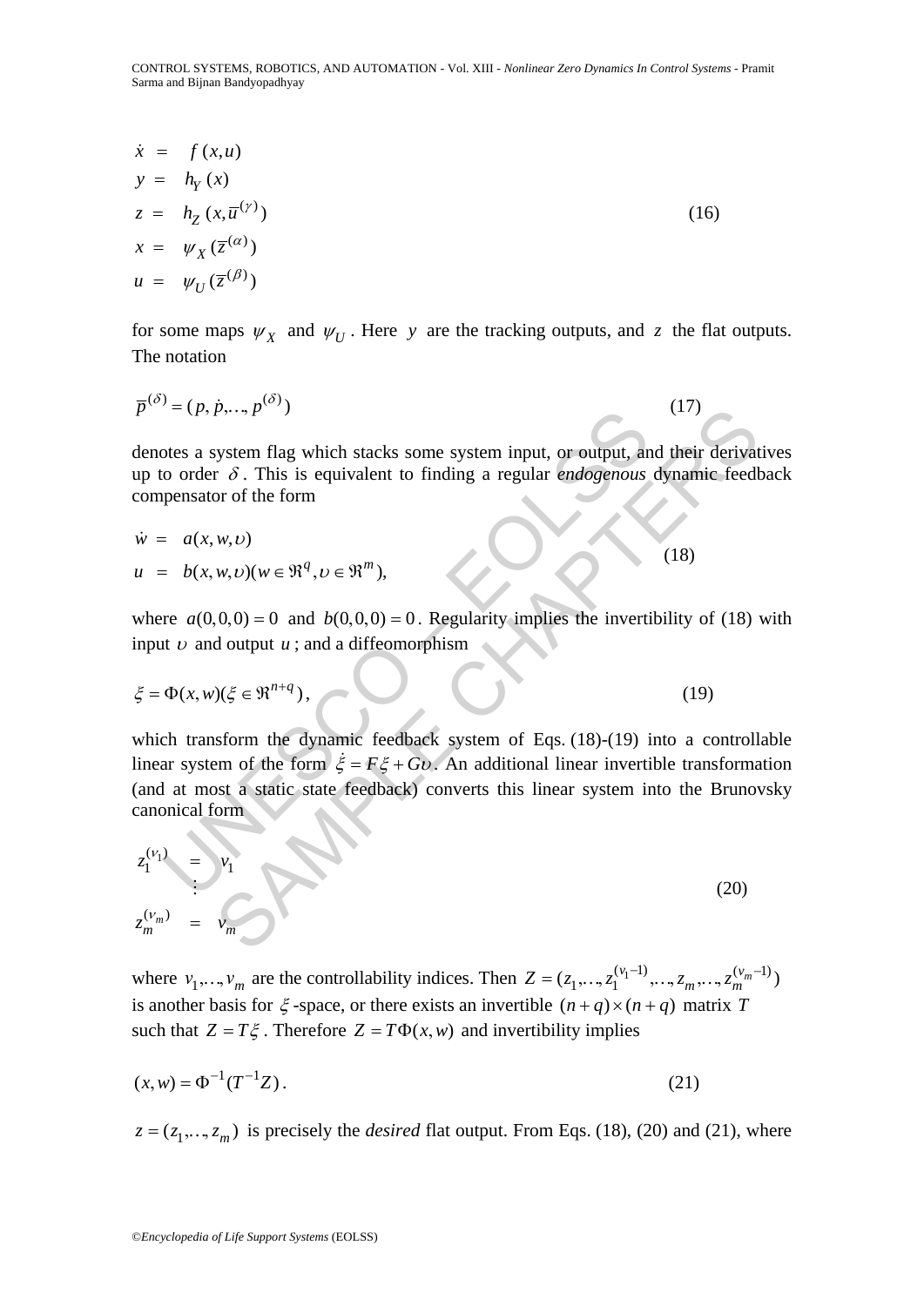$$
\begin{aligned}
\dot{x} &= f(x,u) \\
y &= h_Y(x) \\
z &= h_Z(x,\overline{u}^{(\gamma)}) \\
x &= \psi_X(\overline{z}^{(\alpha)}) \\
u &= \psi_U(\overline{z}^{(\beta)})
\end{aligned} \tag{16}
$$

for some maps $\psi_X$ and $\psi_U$. Here $y$ are the tracking outputs, and $z$ the flat outputs. The notation

$$
\overline{p}^{(\delta)} = (p, \dot{p}, \ldots, p^{(\delta)}) \tag{17}
$$

denotes a system flag which stacks some system input, or output, and their derivatives up to order $\delta$. This is equivalent to finding a regular *endogenous* dynamic feedback compensator of the form

$$
\begin{aligned}
\dot{w} &= a(x,w,\upsilon) \\
u &= b(x,w,\upsilon)(w \in \Re^q, \upsilon \in \Re^m),
\end{aligned} \tag{18}
$$

where $a(0,0,0) = 0$ and $b(0,0,0) = 0$. Regularity implies the invertibility of (18) with input $\upsilon$ and output $u$; and a diffeomorphism

$$
\xi = \Phi(x,w)(\xi \in \Re^{n+q}), \tag{19}
$$

which transform the dynamic feedback system of Eqs. (18)-(19) into a controllable linear system of the form $\dot{\xi} = F\xi + G\upsilon$. An additional linear invertible transformation (and at most a static state feedback) converts this linear system into the Brunovsky canonical form

$$
\begin{aligned}
z_1^{(\nu_1)} &= v_1 \\
&\vdots \\
z_m^{(\nu_m)} &= v_m
\end{aligned} \tag{20}
$$

where $\nu_1, \ldots, \nu_m$ are the controllability indices. Then $Z = (z_1, \ldots, z_1^{(\nu_1 - 1)}, \ldots, z_m, \ldots, z_m^{(\nu_m - 1)})$ is another basis for $\xi$-space, or there exists an invertible $(n+q)\times(n+q)$ matrix $T$ such that $Z = T\xi$. Therefore $Z = T\Phi(x,w)$ and invertibility implies

$$
(x,w) = \Phi^{-1}(T^{-1}Z). \tag{21}
$$

$z = (z_1, \ldots, z_m)$ is precisely the *desired* flat output. From Eqs. (18), (20) and (21), where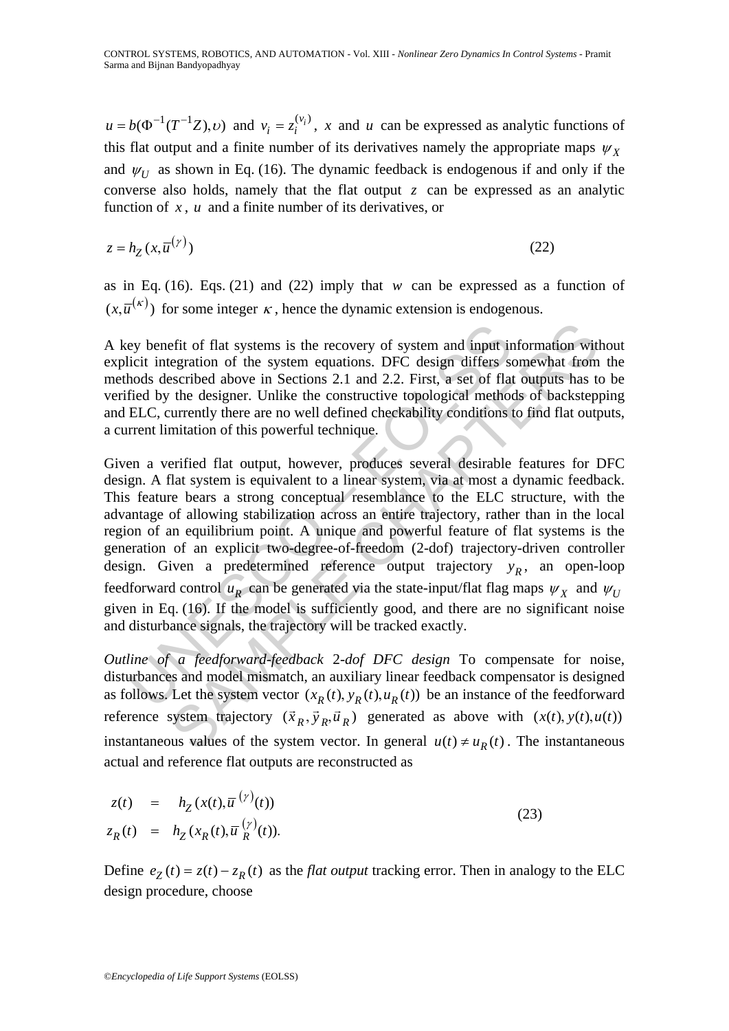$u = b(\Phi^{-1}(T^{-1}Z), \upsilon)$ and $v_i = z_i^{(v_i)}$, $x$ and $u$ can be expressed as analytic functions of this flat output and a finite number of its derivatives namely the appropriate maps $\psi_X$ and $\psi_U$ as shown in Eq. (16). The dynamic feedback is endogenous if and only if the converse also holds, namely that the flat output $z$ can be expressed as an analytic function of $x$, $u$ and a finite number of its derivatives, or

$$z = h_Z(x, \bar{u}^{(\gamma)}) \tag{22}$$

as in Eq. (16). Eqs. (21) and (22) imply that $w$ can be expressed as a function of $(x, \bar{u}^{(\kappa)})$ for some integer $\kappa$, hence the dynamic extension is endogenous.

A key benefit of flat systems is the recovery of system and input information without explicit integration of the system equations. DFC design differs somewhat from the methods described above in Sections 2.1 and 2.2. First, a set of flat outputs has to be verified by the designer. Unlike the constructive topological methods of backstepping and ELC, currently there are no well defined checkability conditions to find flat outputs, a current limitation of this powerful technique.

Given a verified flat output, however, produces several desirable features for DFC design. A flat system is equivalent to a linear system, via at most a dynamic feedback. This feature bears a strong conceptual resemblance to the ELC structure, with the advantage of allowing stabilization across an entire trajectory, rather than in the local region of an equilibrium point. A unique and powerful feature of flat systems is the generation of an explicit two-degree-of-freedom (2-dof) trajectory-driven controller design. Given a predetermined reference output trajectory $y_R$, an open-loop feedforward control $u_R$ can be generated via the state-input/flat flag maps $\psi_X$ and $\psi_U$ given in Eq. (16). If the model is sufficiently good, and there are no significant noise and disturbance signals, the trajectory will be tracked exactly.

*Outline of a feedforward-feedback 2-dof DFC design* To compensate for noise, disturbances and model mismatch, an auxiliary linear feedback compensator is designed as follows. Let the system vector $(x_R(t), y_R(t), u_R(t))$ be an instance of the feedforward reference system trajectory $(\vec{x}_R, \vec{y}_R, \vec{u}_R)$ generated as above with $(x(t), y(t), u(t))$ instantaneous values of the system vector. In general $u(t) \neq u_R(t)$. The instantaneous actual and reference flat outputs are reconstructed as

$$\begin{aligned} z(t) &= h_Z(x(t), \bar{u}^{(\gamma)}(t)) \\ z_R(t) &= h_Z(x_R(t), \bar{u}_R^{(\gamma)}(t)). \end{aligned} \tag{23}$$

Define $e_Z(t) = z(t) - z_R(t)$ as the *flat output* tracking error. Then in analogy to the ELC design procedure, choose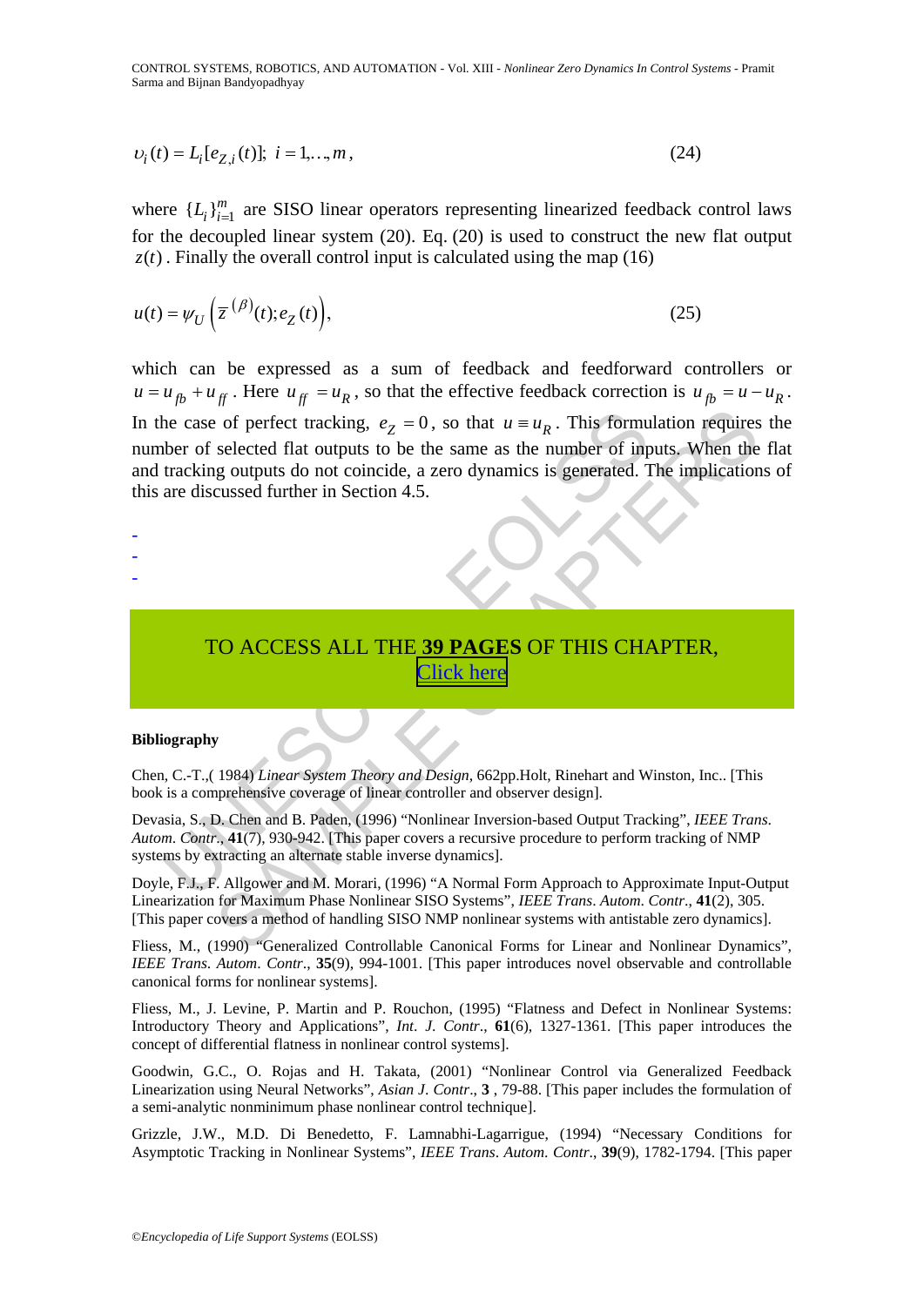$$\upsilon_i(t) = L_i[e_{Z,i}(t)];\ i = 1,\ldots,m, \tag{24}$$

where $\{L_i\}_{i=1}^{m}$ are SISO linear operators representing linearized feedback control laws for the decoupled linear system (20). Eq. (20) is used to construct the new flat output $z(t)$. Finally the overall control input is calculated using the map (16)

$$u(t) = \psi_U\left(\overline{z}^{(\beta)}(t); e_Z(t)\right), \tag{25}$$

which can be expressed as a sum of feedback and feedforward controllers or $u = u_{fb} + u_{ff}$. Here $u_{ff} = u_R$, so that the effective feedback correction is $u_{fb} = u - u_R$. In the case of perfect tracking, $e_Z = 0$, so that $u \equiv u_R$. This formulation requires the number of selected flat outputs to be the same as the number of inputs. When the flat and tracking outputs do not coincide, a zero dynamics is generated. The implications of this are discussed further in Section 4.5.

-
-
-

TO ACCESS ALL THE **39 PAGES** OF THIS CHAPTER, [Click here]

**Bibliography**

Chen, C.-T.,( 1984) *Linear System Theory and Design*, 662pp.Holt, Rinehart and Winston, Inc.. [This book is a comprehensive coverage of linear controller and observer design].

Devasia, S., D. Chen and B. Paden, (1996) "Nonlinear Inversion-based Output Tracking", *IEEE Trans. Autom. Contr.*, **41**(7), 930-942. [This paper covers a recursive procedure to perform tracking of NMP systems by extracting an alternate stable inverse dynamics].

Doyle, F.J., F. Allgower and M. Morari, (1996) "A Normal Form Approach to Approximate Input-Output Linearization for Maximum Phase Nonlinear SISO Systems", *IEEE Trans. Autom. Contr.*, **41**(2), 305. [This paper covers a method of handling SISO NMP nonlinear systems with antistable zero dynamics].

Fliess, M., (1990) "Generalized Controllable Canonical Forms for Linear and Nonlinear Dynamics", *IEEE Trans. Autom. Contr.*, **35**(9), 994-1001. [This paper introduces novel observable and controllable canonical forms for nonlinear systems].

Fliess, M., J. Levine, P. Martin and P. Rouchon, (1995) "Flatness and Defect in Nonlinear Systems: Introductory Theory and Applications", *Int. J. Contr.*, **61**(6), 1327-1361. [This paper introduces the concept of differential flatness in nonlinear control systems].

Goodwin, G.C., O. Rojas and H. Takata, (2001) "Nonlinear Control via Generalized Feedback Linearization using Neural Networks", *Asian J. Contr.*, **3** , 79-88. [This paper includes the formulation of a semi-analytic nonminimum phase nonlinear control technique].

Grizzle, J.W., M.D. Di Benedetto, F. Lamnabhi-Lagarrigue, (1994) "Necessary Conditions for Asymptotic Tracking in Nonlinear Systems", *IEEE Trans. Autom. Contr.*, **39**(9), 1782-1794. [This paper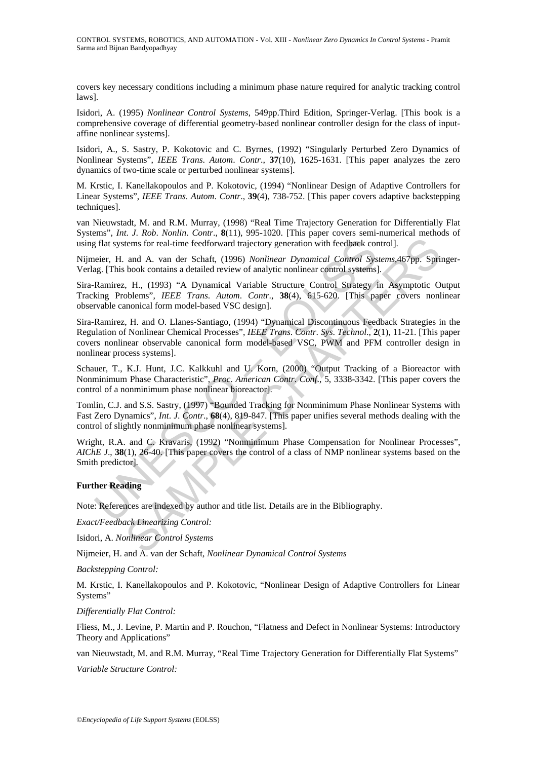covers key necessary conditions including a minimum phase nature required for analytic tracking control laws].

Isidori, A. (1995) *Nonlinear Control Systems*, 549pp.Third Edition, Springer-Verlag. [This book is a comprehensive coverage of differential geometry-based nonlinear controller design for the class of input-affine nonlinear systems].

Isidori, A., S. Sastry, P. Kokotovic and C. Byrnes, (1992) "Singularly Perturbed Zero Dynamics of Nonlinear Systems", *IEEE Trans. Autom. Contr.*, **37**(10), 1625-1631. [This paper analyzes the zero dynamics of two-time scale or perturbed nonlinear systems].

M. Krstic, I. Kanellakopoulos and P. Kokotovic, (1994) "Nonlinear Design of Adaptive Controllers for Linear Systems", *IEEE Trans. Autom. Contr.*, **39**(4), 738-752. [This paper covers adaptive backstepping techniques].

van Nieuwstadt, M. and R.M. Murray, (1998) "Real Time Trajectory Generation for Differentially Flat Systems", *Int. J. Rob. Nonlin. Contr.*, **8**(11), 995-1020. [This paper covers semi-numerical methods of using flat systems for real-time feedforward trajectory generation with feedback control].

Nijmeier, H. and A. van der Schaft, (1996) *Nonlinear Dynamical Control Systems*,467pp. Springer-Verlag. [This book contains a detailed review of analytic nonlinear control systems].

Sira-Ramirez, H., (1993) "A Dynamical Variable Structure Control Strategy in Asymptotic Output Tracking Problems", *IEEE Trans. Autom. Contr.*, **38**(4), 615-620. [This paper covers nonlinear observable canonical form model-based VSC design].

Sira-Ramirez, H. and O. Llanes-Santiago, (1994) "Dynamical Discontinuous Feedback Strategies in the Regulation of Nonlinear Chemical Processes", *IEEE Trans. Contr. Sys. Technol.*, **2**(1), 11-21. [This paper covers nonlinear observable canonical form model-based VSC, PWM and PFM controller design in nonlinear process systems].

Schauer, T., K.J. Hunt, J.C. Kalkkuhl and U. Korn, (2000) "Output Tracking of a Bioreactor with Nonminimum Phase Characteristic", *Proc. American Contr. Conf.*, 5, 3338-3342. [This paper covers the control of a nonminimum phase nonlinear bioreactor].

Tomlin, C.J. and S.S. Sastry, (1997) "Bounded Tracking for Nonminimum Phase Nonlinear Systems with Fast Zero Dynamics", *Int. J. Contr.*, **68**(4), 819-847. [This paper unifies several methods dealing with the control of slightly nonminimum phase nonlinear systems].

Wright, R.A. and C. Kravaris, (1992) "Nonminimum Phase Compensation for Nonlinear Processes", *AIChE J.*, **38**(1), 26-40. [This paper covers the control of a class of NMP nonlinear systems based on the Smith predictor].

**Further Reading**

Note: References are indexed by author and title list. Details are in the Bibliography.

*Exact/Feedback Linearizing Control:*

Isidori, A. *Nonlinear Control Systems*

Nijmeier, H. and A. van der Schaft, *Nonlinear Dynamical Control Systems*

*Backstepping Control:*

M. Krstic, I. Kanellakopoulos and P. Kokotovic, "Nonlinear Design of Adaptive Controllers for Linear Systems"

*Differentially Flat Control:*

Fliess, M., J. Levine, P. Martin and P. Rouchon, "Flatness and Defect in Nonlinear Systems: Introductory Theory and Applications"

van Nieuwstadt, M. and R.M. Murray, "Real Time Trajectory Generation for Differentially Flat Systems"

*Variable Structure Control:*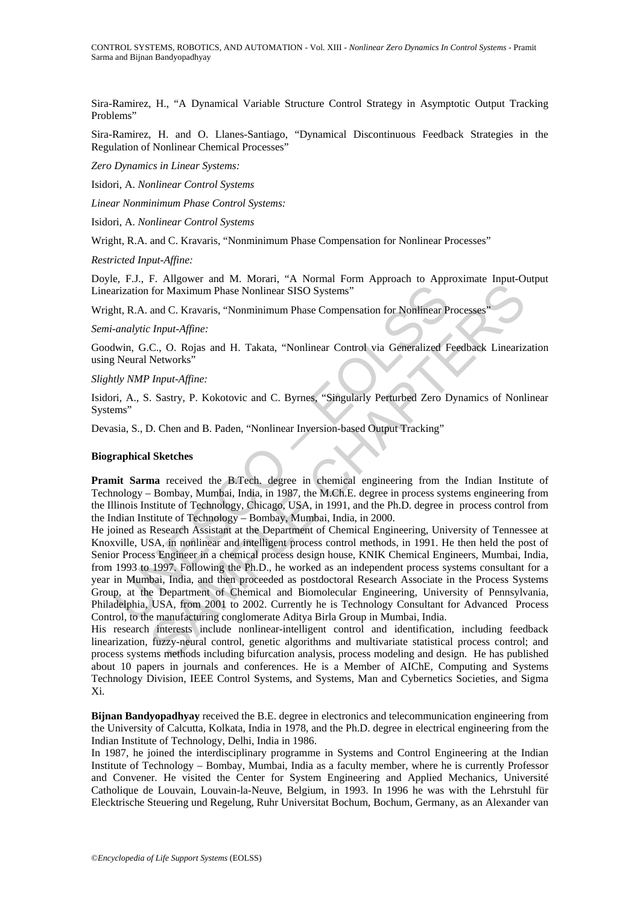Sira-Ramirez, H., "A Dynamical Variable Structure Control Strategy in Asymptotic Output Tracking Problems"

Sira-Ramirez, H. and O. Llanes-Santiago, "Dynamical Discontinuous Feedback Strategies in the Regulation of Nonlinear Chemical Processes"

*Zero Dynamics in Linear Systems:*

Isidori, A. *Nonlinear Control Systems*

*Linear Nonminimum Phase Control Systems:*

Isidori, A. *Nonlinear Control Systems*

Wright, R.A. and C. Kravaris, "Nonminimum Phase Compensation for Nonlinear Processes"

*Restricted Input-Affine:*

Doyle, F.J., F. Allgower and M. Morari, "A Normal Form Approach to Approximate Input-Output Linearization for Maximum Phase Nonlinear SISO Systems"

Wright, R.A. and C. Kravaris, "Nonminimum Phase Compensation for Nonlinear Processes"

*Semi-analytic Input-Affine:*

Goodwin, G.C., O. Rojas and H. Takata, "Nonlinear Control via Generalized Feedback Linearization using Neural Networks"

*Slightly NMP Input-Affine:*

Isidori, A., S. Sastry, P. Kokotovic and C. Byrnes, "Singularly Perturbed Zero Dynamics of Nonlinear Systems"

Devasia, S., D. Chen and B. Paden, "Nonlinear Inversion-based Output Tracking"

**Biographical Sketches**

**Pramit Sarma** received the B.Tech. degree in chemical engineering from the Indian Institute of Technology – Bombay, Mumbai, India, in 1987, the M.Ch.E. degree in process systems engineering from the Illinois Institute of Technology, Chicago, USA, in 1991, and the Ph.D. degree in process control from the Indian Institute of Technology – Bombay, Mumbai, India, in 2000.
He joined as Research Assistant at the Department of Chemical Engineering, University of Tennessee at Knoxville, USA, in nonlinear and intelligent process control methods, in 1991. He then held the post of Senior Process Engineer in a chemical process design house, KNIK Chemical Engineers, Mumbai, India, from 1993 to 1997. Following the Ph.D., he worked as an independent process systems consultant for a year in Mumbai, India, and then proceeded as postdoctoral Research Associate in the Process Systems Group, at the Department of Chemical and Biomolecular Engineering, University of Pennsylvania, Philadelphia, USA, from 2001 to 2002. Currently he is Technology Consultant for Advanced Process Control, to the manufacturing conglomerate Aditya Birla Group in Mumbai, India.
His research interests include nonlinear-intelligent control and identification, including feedback linearization, fuzzy-neural control, genetic algorithms and multivariate statistical process control; and process systems methods including bifurcation analysis, process modeling and design. He has published about 10 papers in journals and conferences. He is a Member of AIChE, Computing and Systems Technology Division, IEEE Control Systems, and Systems, Man and Cybernetics Societies, and Sigma Xi.

**Bijnan Bandyopadhyay** received the B.E. degree in electronics and telecommunication engineering from the University of Calcutta, Kolkata, India in 1978, and the Ph.D. degree in electrical engineering from the Indian Institute of Technology, Delhi, India in 1986.
In 1987, he joined the interdisciplinary programme in Systems and Control Engineering at the Indian Institute of Technology – Bombay, Mumbai, India as a faculty member, where he is currently Professor and Convener. He visited the Center for System Engineering and Applied Mechanics, Université Catholique de Louvain, Louvain-la-Neuve, Belgium, in 1993. In 1996 he was with the Lehrstuhl für Elecktrische Steuering und Regelung, Ruhr Universitat Bochum, Bochum, Germany, as an Alexander van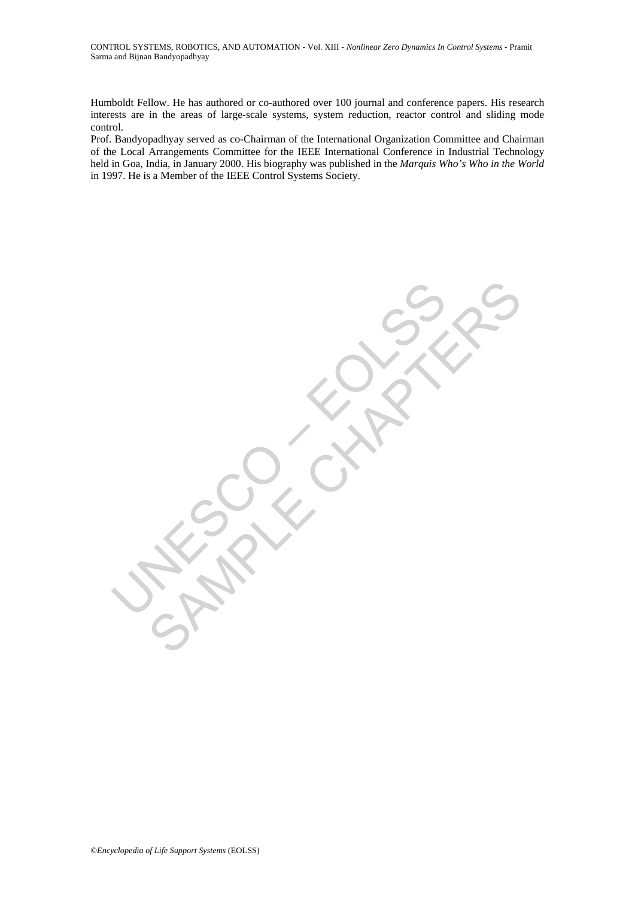Humboldt Fellow. He has authored or co-authored over 100 journal and conference papers. His research interests are in the areas of large-scale systems, system reduction, reactor control and sliding mode control.

Prof. Bandyopadhyay served as co-Chairman of the International Organization Committee and Chairman of the Local Arrangements Committee for the IEEE International Conference in Industrial Technology held in Goa, India, in January 2000. His biography was published in the *Marquis Who's Who in the World* in 1997. He is a Member of the IEEE Control Systems Society.